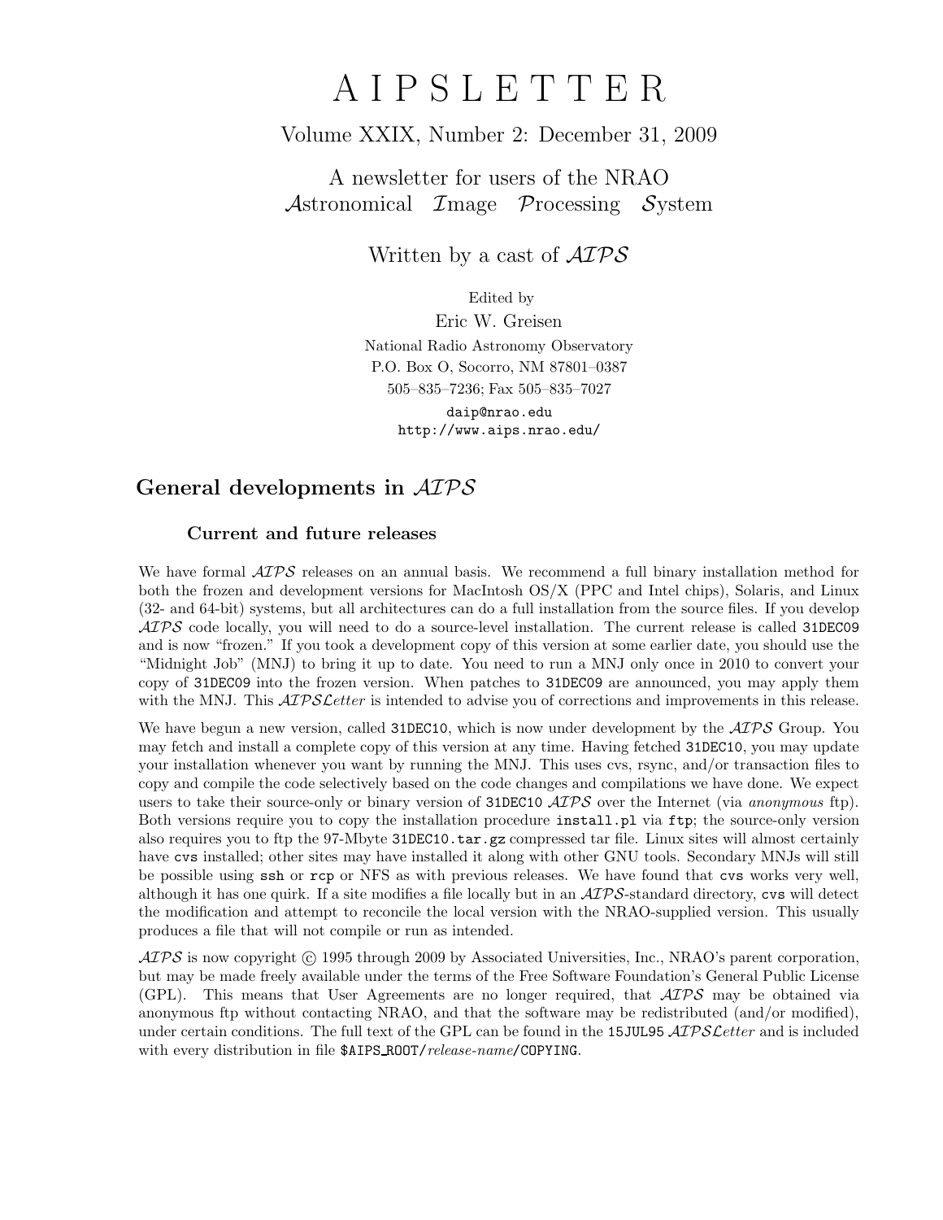# A I P S L E T T E R

Volume XXIX, Number 2: December 31, 2009

A newsletter for users of the NRAO
*Astronomical Image Processing System*

Written by a cast of *AIPS*

Edited by
Eric W. Greisen
National Radio Astronomy Observatory
P.O. Box O, Socorro, NM 87801–0387
505–835–7236; Fax 505–835–7027
`daip@nrao.edu`
`http://www.aips.nrao.edu/`

## General developments in *AIPS*

### Current and future releases

We have formal *AIPS* releases on an annual basis. We recommend a full binary installation method for both the frozen and development versions for MacIntosh OS/X (PPC and Intel chips), Solaris, and Linux (32- and 64-bit) systems, but all architectures can do a full installation from the source files. If you develop *AIPS* code locally, you will need to do a source-level installation. The current release is called `31DEC09` and is now "frozen." If you took a development copy of this version at some earlier date, you should use the "Midnight Job" (MNJ) to bring it up to date. You need to run a MNJ only once in 2010 to convert your copy of `31DEC09` into the frozen version. When patches to `31DEC09` are announced, you may apply them with the MNJ. This *AIPSLetter* is intended to advise you of corrections and improvements in this release.

We have begun a new version, called `31DEC10`, which is now under development by the *AIPS* Group. You may fetch and install a complete copy of this version at any time. Having fetched `31DEC10`, you may update your installation whenever you want by running the MNJ. This uses cvs, rsync, and/or transaction files to copy and compile the code selectively based on the code changes and compilations we have done. We expect users to take their source-only or binary version of `31DEC10` *AIPS* over the Internet (via *anonymous* ftp). Both versions require you to copy the installation procedure `install.pl` via `ftp`; the source-only version also requires you to ftp the 97-Mbyte `31DEC10.tar.gz` compressed tar file. Linux sites will almost certainly have `cvs` installed; other sites may have installed it along with other GNU tools. Secondary MNJs will still be possible using `ssh` or `rcp` or NFS as with previous releases. We have found that `cvs` works very well, although it has one quirk. If a site modifies a file locally but in an *AIPS*-standard directory, `cvs` will detect the modification and attempt to reconcile the local version with the NRAO-supplied version. This usually produces a file that will not compile or run as intended.

*AIPS* is now copyright © 1995 through 2009 by Associated Universities, Inc., NRAO's parent corporation, but may be made freely available under the terms of the Free Software Foundation's General Public License (GPL). This means that User Agreements are no longer required, that *AIPS* may be obtained via anonymous ftp without contacting NRAO, and that the software may be redistributed (and/or modified), under certain conditions. The full text of the GPL can be found in the `15JUL95` *AIPSLetter* and is included with every distribution in file `$AIPS_ROOT/`*release-name*`/COPYING`.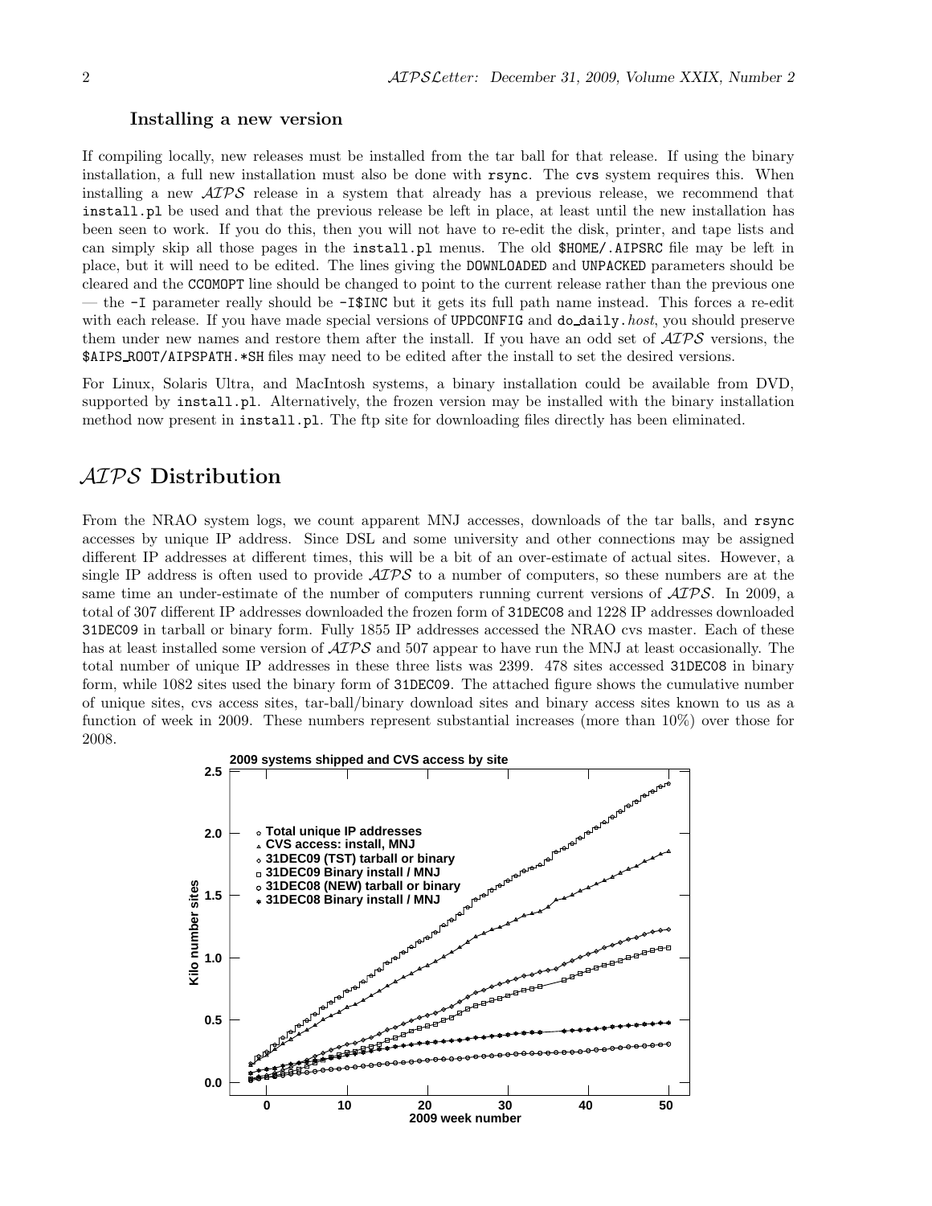### Installing a new version

If compiling locally, new releases must be installed from the tar ball for that release. If using the binary installation, a full new installation must also be done with rsync. The cvs system requires this. When installing a new *AIPS* release in a system that already has a previous release, we recommend that install.pl be used and that the previous release be left in place, at least until the new installation has been seen to work. If you do this, then you will not have to re-edit the disk, printer, and tape lists and can simply skip all those pages in the install.pl menus. The old $HOME/.AIPSRC file may be left in place, but it will need to be edited. The lines giving the DOWNLOADED and UNPACKED parameters should be cleared and the CCOMOPT line should be changed to point to the current release rather than the previous one — the -I parameter really should be -I$INC but it gets its full path name instead. This forces a re-edit with each release. If you have made special versions of UPDCONFIG and do_daily.*host*, you should preserve them under new names and restore them after the install. If you have an odd set of *AIPS* versions, the $AIPS_ROOT/AIPSPATH.*SH files may need to be edited after the install to set the desired versions.

For Linux, Solaris Ultra, and MacIntosh systems, a binary installation could be available from DVD, supported by install.pl. Alternatively, the frozen version may be installed with the binary installation method now present in install.pl. The ftp site for downloading files directly has been eliminated.

## *AIPS* Distribution

From the NRAO system logs, we count apparent MNJ accesses, downloads of the tar balls, and rsync accesses by unique IP address. Since DSL and some university and other connections may be assigned different IP addresses at different times, this will be a bit of an over-estimate of actual sites. However, a single IP address is often used to provide *AIPS* to a number of computers, so these numbers are at the same time an under-estimate of the number of computers running current versions of *AIPS*. In 2009, a total of 307 different IP addresses downloaded the frozen form of 31DEC08 and 1228 IP addresses downloaded 31DEC09 in tarball or binary form. Fully 1855 IP addresses accessed the NRAO cvs master. Each of these has at least installed some version of *AIPS* and 507 appear to have run the MNJ at least occasionally. The total number of unique IP addresses in these three lists was 2399. 478 sites accessed 31DEC08 in binary form, while 1082 sites used the binary form of 31DEC09. The attached figure shows the cumulative number of unique sites, cvs access sites, tar-ball/binary download sites and binary access sites known to us as a function of week in 2009. These numbers represent substantial increases (more than 10%) over those for 2008.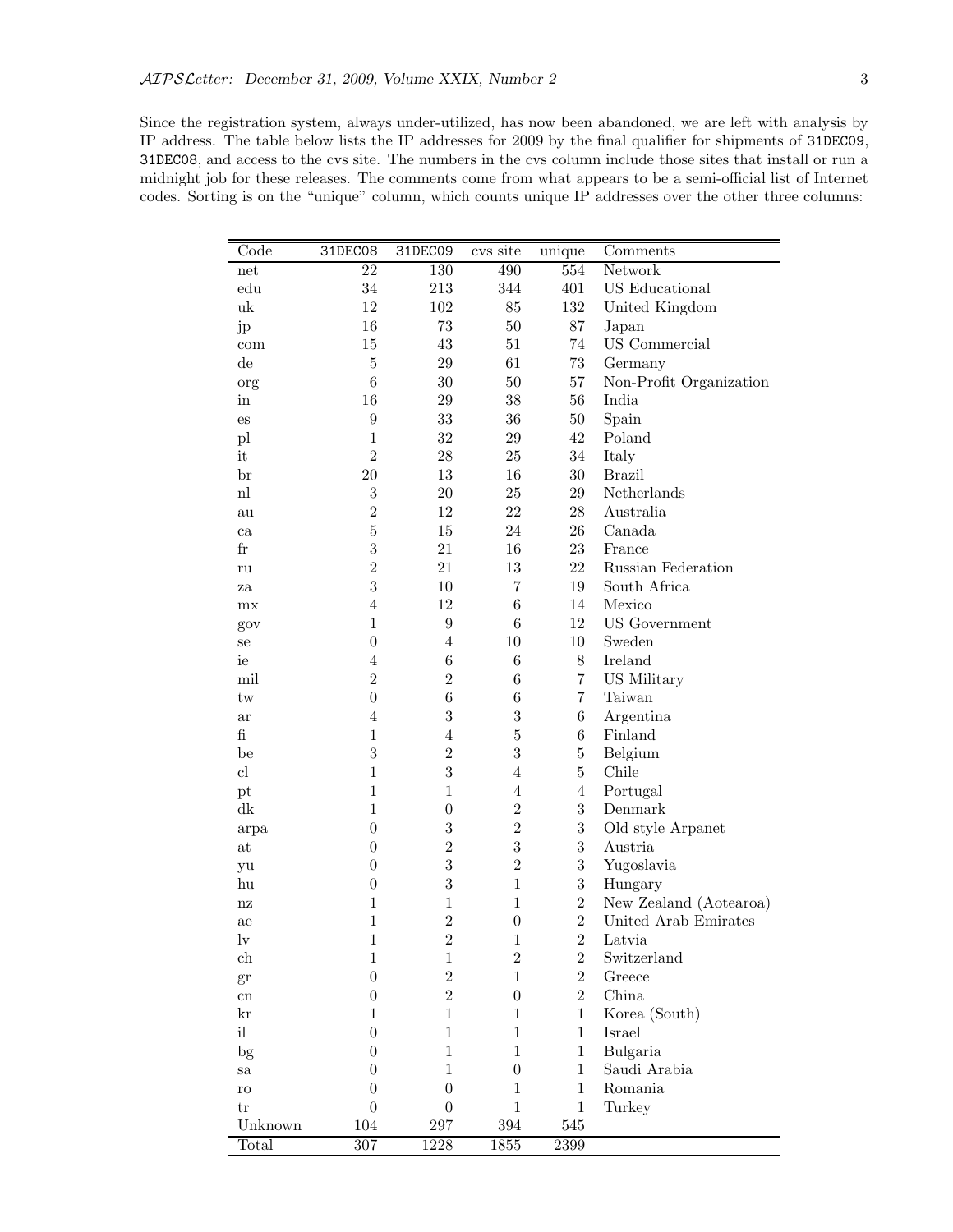Since the registration system, always under-utilized, has now been abandoned, we are left with analysis by IP address. The table below lists the IP addresses for 2009 by the final qualifier for shipments of 31DEC09, 31DEC08, and access to the cvs site. The numbers in the cvs column include those sites that install or run a midnight job for these releases. The comments come from what appears to be a semi-official list of Internet codes. Sorting is on the "unique" column, which counts unique IP addresses over the other three columns:

| Code | 31DEC08 | 31DEC09 | cvs site | unique | Comments |
|---|---|---|---|---|---|
| net | 22 | 130 | 490 | 554 | Network |
| edu | 34 | 213 | 344 | 401 | US Educational |
| uk | 12 | 102 | 85 | 132 | United Kingdom |
| jp | 16 | 73 | 50 | 87 | Japan |
| com | 15 | 43 | 51 | 74 | US Commercial |
| de | 5 | 29 | 61 | 73 | Germany |
| org | 6 | 30 | 50 | 57 | Non-Profit Organization |
| in | 16 | 29 | 38 | 56 | India |
| es | 9 | 33 | 36 | 50 | Spain |
| pl | 1 | 32 | 29 | 42 | Poland |
| it | 2 | 28 | 25 | 34 | Italy |
| br | 20 | 13 | 16 | 30 | Brazil |
| nl | 3 | 20 | 25 | 29 | Netherlands |
| au | 2 | 12 | 22 | 28 | Australia |
| ca | 5 | 15 | 24 | 26 | Canada |
| fr | 3 | 21 | 16 | 23 | France |
| ru | 2 | 21 | 13 | 22 | Russian Federation |
| za | 3 | 10 | 7 | 19 | South Africa |
| mx | 4 | 12 | 6 | 14 | Mexico |
| gov | 1 | 9 | 6 | 12 | US Government |
| se | 0 | 4 | 10 | 10 | Sweden |
| ie | 4 | 6 | 6 | 8 | Ireland |
| mil | 2 | 2 | 6 | 7 | US Military |
| tw | 0 | 6 | 6 | 7 | Taiwan |
| ar | 4 | 3 | 3 | 6 | Argentina |
| fi | 1 | 4 | 5 | 6 | Finland |
| be | 3 | 2 | 3 | 5 | Belgium |
| cl | 1 | 3 | 4 | 5 | Chile |
| pt | 1 | 1 | 4 | 4 | Portugal |
| dk | 1 | 0 | 2 | 3 | Denmark |
| arpa | 0 | 3 | 2 | 3 | Old style Arpanet |
| at | 0 | 2 | 3 | 3 | Austria |
| yu | 0 | 3 | 2 | 3 | Yugoslavia |
| hu | 0 | 3 | 1 | 3 | Hungary |
| nz | 1 | 1 | 1 | 2 | New Zealand (Aotearoa) |
| ae | 1 | 2 | 0 | 2 | United Arab Emirates |
| lv | 1 | 2 | 1 | 2 | Latvia |
| ch | 1 | 1 | 2 | 2 | Switzerland |
| gr | 0 | 2 | 1 | 2 | Greece |
| cn | 0 | 2 | 0 | 2 | China |
| kr | 1 | 1 | 1 | 1 | Korea (South) |
| il | 0 | 1 | 1 | 1 | Israel |
| bg | 0 | 1 | 1 | 1 | Bulgaria |
| sa | 0 | 1 | 0 | 1 | Saudi Arabia |
| ro | 0 | 0 | 1 | 1 | Romania |
| tr | 0 | 0 | 1 | 1 | Turkey |
| Unknown | 104 | 297 | 394 | 545 | |
| Total | 307 | 1228 | 1855 | 2399 | |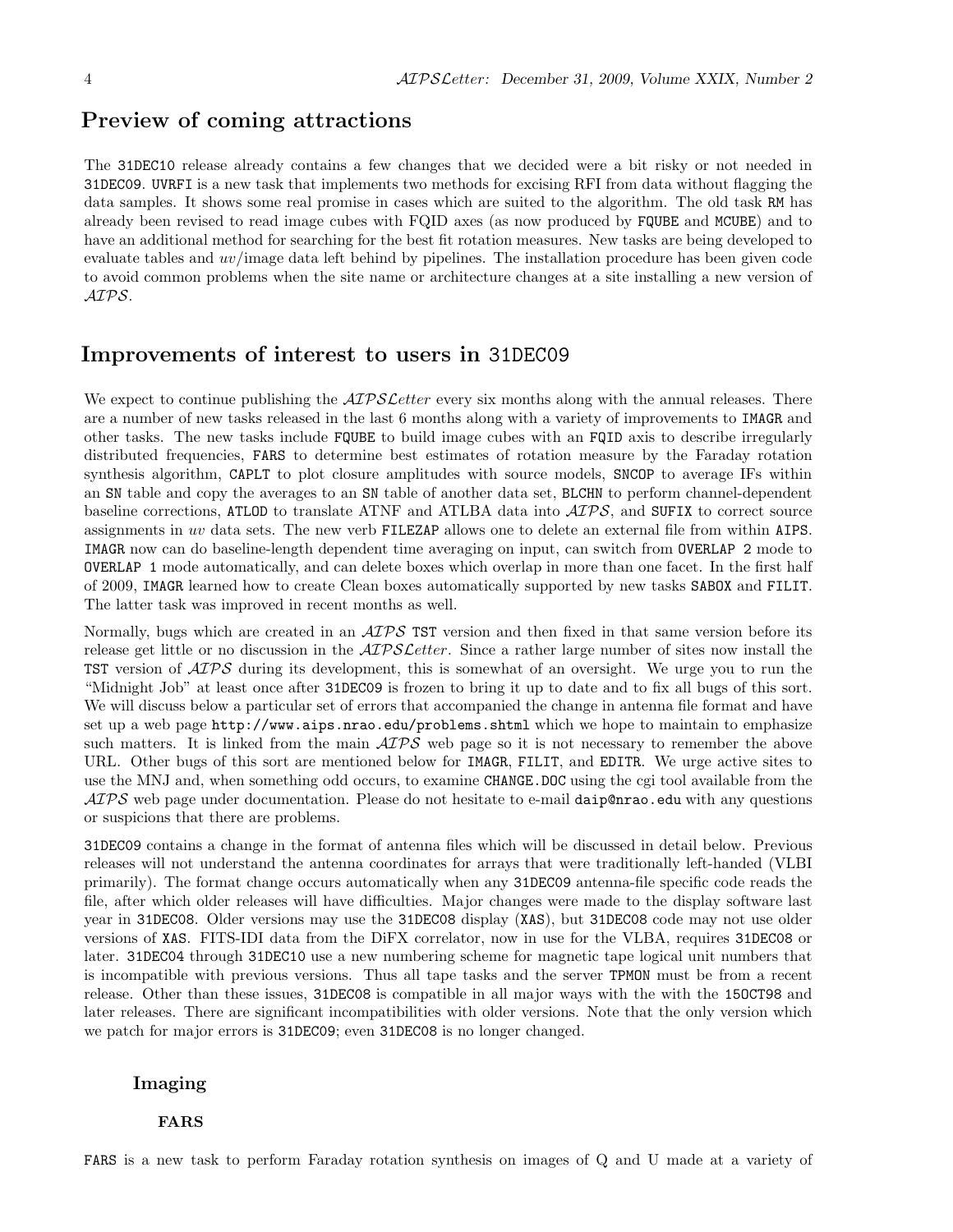## Preview of coming attractions

The 31DEC10 release already contains a few changes that we decided were a bit risky or not needed in 31DEC09. UVRFI is a new task that implements two methods for excising RFI from data without flagging the data samples. It shows some real promise in cases which are suited to the algorithm. The old task RM has already been revised to read image cubes with FQID axes (as now produced by FQUBE and MCUBE) and to have an additional method for searching for the best fit rotation measures. New tasks are being developed to evaluate tables and *uv*/image data left behind by pipelines. The installation procedure has been given code to avoid common problems when the site name or architecture changes at a site installing a new version of *AIPS*.

## Improvements of interest to users in 31DEC09

We expect to continue publishing the *AIPSLetter* every six months along with the annual releases. There are a number of new tasks released in the last 6 months along with a variety of improvements to IMAGR and other tasks. The new tasks include FQUBE to build image cubes with an FQID axis to describe irregularly distributed frequencies, FARS to determine best estimates of rotation measure by the Faraday rotation synthesis algorithm, CAPLT to plot closure amplitudes with source models, SNCOP to average IFs within an SN table and copy the averages to an SN table of another data set, BLCHN to perform channel-dependent baseline corrections, ATLOD to translate ATNF and ATLBA data into *AIPS*, and SUFIX to correct source assignments in *uv* data sets. The new verb FILEZAP allows one to delete an external file from within AIPS. IMAGR now can do baseline-length dependent time averaging on input, can switch from OVERLAP 2 mode to OVERLAP 1 mode automatically, and can delete boxes which overlap in more than one facet. In the first half of 2009, IMAGR learned how to create Clean boxes automatically supported by new tasks SABOX and FILIT. The latter task was improved in recent months as well.

Normally, bugs which are created in an *AIPS* TST version and then fixed in that same version before its release get little or no discussion in the *AIPSLetter*. Since a rather large number of sites now install the TST version of *AIPS* during its development, this is somewhat of an oversight. We urge you to run the "Midnight Job" at least once after 31DEC09 is frozen to bring it up to date and to fix all bugs of this sort. We will discuss below a particular set of errors that accompanied the change in antenna file format and have set up a web page http://www.aips.nrao.edu/problems.shtml which we hope to maintain to emphasize such matters. It is linked from the main *AIPS* web page so it is not necessary to remember the above URL. Other bugs of this sort are mentioned below for IMAGR, FILIT, and EDITR. We urge active sites to use the MNJ and, when something odd occurs, to examine CHANGE.DOC using the cgi tool available from the *AIPS* web page under documentation. Please do not hesitate to e-mail daip@nrao.edu with any questions or suspicions that there are problems.

31DEC09 contains a change in the format of antenna files which will be discussed in detail below. Previous releases will not understand the antenna coordinates for arrays that were traditionally left-handed (VLBI primarily). The format change occurs automatically when any 31DEC09 antenna-file specific code reads the file, after which older releases will have difficulties. Major changes were made to the display software last year in 31DEC08. Older versions may use the 31DEC08 display (XAS), but 31DEC08 code may not use older versions of XAS. FITS-IDI data from the DiFX correlator, now in use for the VLBA, requires 31DEC08 or later. 31DEC04 through 31DEC10 use a new numbering scheme for magnetic tape logical unit numbers that is incompatible with previous versions. Thus all tape tasks and the server TPMON must be from a recent release. Other than these issues, 31DEC08 is compatible in all major ways with the with the 15OCT98 and later releases. There are significant incompatibilities with older versions. Note that the only version which we patch for major errors is 31DEC09; even 31DEC08 is no longer changed.

### Imaging

#### FARS

FARS is a new task to perform Faraday rotation synthesis on images of Q and U made at a variety of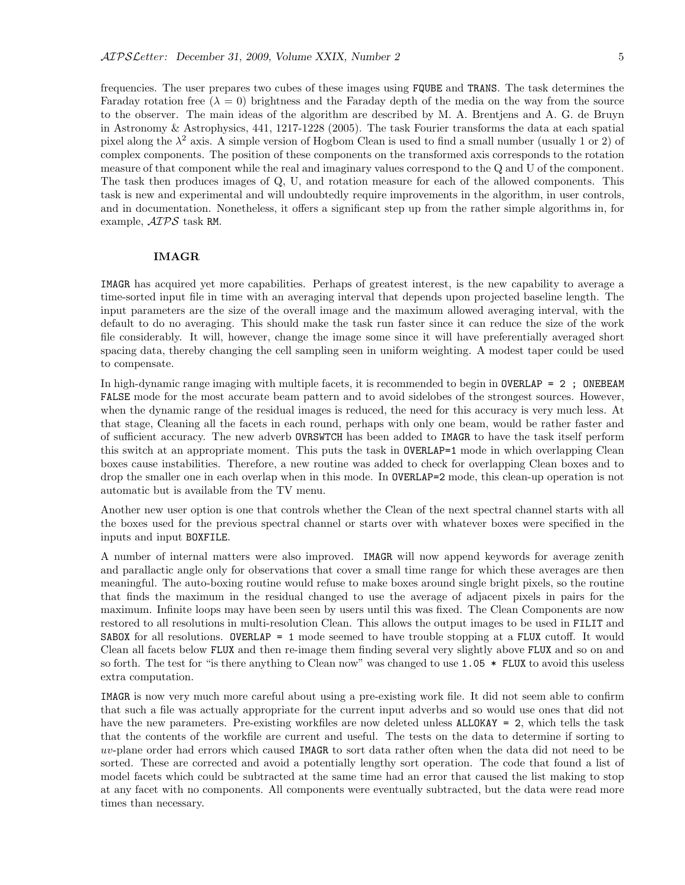frequencies. The user prepares two cubes of these images using FQUBE and TRANS. The task determines the Faraday rotation free ($\lambda = 0$) brightness and the Faraday depth of the media on the way from the source to the observer. The main ideas of the algorithm are described by M. A. Brentjens and A. G. de Bruyn in Astronomy & Astrophysics, 441, 1217-1228 (2005). The task Fourier transforms the data at each spatial pixel along the $\lambda^2$ axis. A simple version of Hogbom Clean is used to find a small number (usually 1 or 2) of complex components. The position of these components on the transformed axis corresponds to the rotation measure of that component while the real and imaginary values correspond to the Q and U of the component. The task then produces images of Q, U, and rotation measure for each of the allowed components. This task is new and experimental and will undoubtedly require improvements in the algorithm, in user controls, and in documentation. Nonetheless, it offers a significant step up from the rather simple algorithms in, for example, *AIPS* task RM.

### IMAGR

IMAGR has acquired yet more capabilities. Perhaps of greatest interest, is the new capability to average a time-sorted input file in time with an averaging interval that depends upon projected baseline length. The input parameters are the size of the overall image and the maximum allowed averaging interval, with the default to do no averaging. This should make the task run faster since it can reduce the size of the work file considerably. It will, however, change the image some since it will have preferentially averaged short spacing data, thereby changing the cell sampling seen in uniform weighting. A modest taper could be used to compensate.

In high-dynamic range imaging with multiple facets, it is recommended to begin in OVERLAP = 2 ; ONEBEAM FALSE mode for the most accurate beam pattern and to avoid sidelobes of the strongest sources. However, when the dynamic range of the residual images is reduced, the need for this accuracy is very much less. At that stage, Cleaning all the facets in each round, perhaps with only one beam, would be rather faster and of sufficient accuracy. The new adverb OVRSWTCH has been added to IMAGR to have the task itself perform this switch at an appropriate moment. This puts the task in OVERLAP=1 mode in which overlapping Clean boxes cause instabilities. Therefore, a new routine was added to check for overlapping Clean boxes and to drop the smaller one in each overlap when in this mode. In OVERLAP=2 mode, this clean-up operation is not automatic but is available from the TV menu.

Another new user option is one that controls whether the Clean of the next spectral channel starts with all the boxes used for the previous spectral channel or starts over with whatever boxes were specified in the inputs and input BOXFILE.

A number of internal matters were also improved. IMAGR will now append keywords for average zenith and parallactic angle only for observations that cover a small time range for which these averages are then meaningful. The auto-boxing routine would refuse to make boxes around single bright pixels, so the routine that finds the maximum in the residual changed to use the average of adjacent pixels in pairs for the maximum. Infinite loops may have been seen by users until this was fixed. The Clean Components are now restored to all resolutions in multi-resolution Clean. This allows the output images to be used in FILIT and SABOX for all resolutions. OVERLAP = 1 mode seemed to have trouble stopping at a FLUX cutoff. It would Clean all facets below FLUX and then re-image them finding several very slightly above FLUX and so on and so forth. The test for "is there anything to Clean now" was changed to use 1.05 * FLUX to avoid this useless extra computation.

IMAGR is now very much more careful about using a pre-existing work file. It did not seem able to confirm that such a file was actually appropriate for the current input adverbs and so would use ones that did not have the new parameters. Pre-existing workfiles are now deleted unless ALLOKAY = 2, which tells the task that the contents of the workfile are current and useful. The tests on the data to determine if sorting to *uv*-plane order had errors which caused IMAGR to sort data rather often when the data did not need to be sorted. These are corrected and avoid a potentially lengthy sort operation. The code that found a list of model facets which could be subtracted at the same time had an error that caused the list making to stop at any facet with no components. All components were eventually subtracted, but the data were read more times than necessary.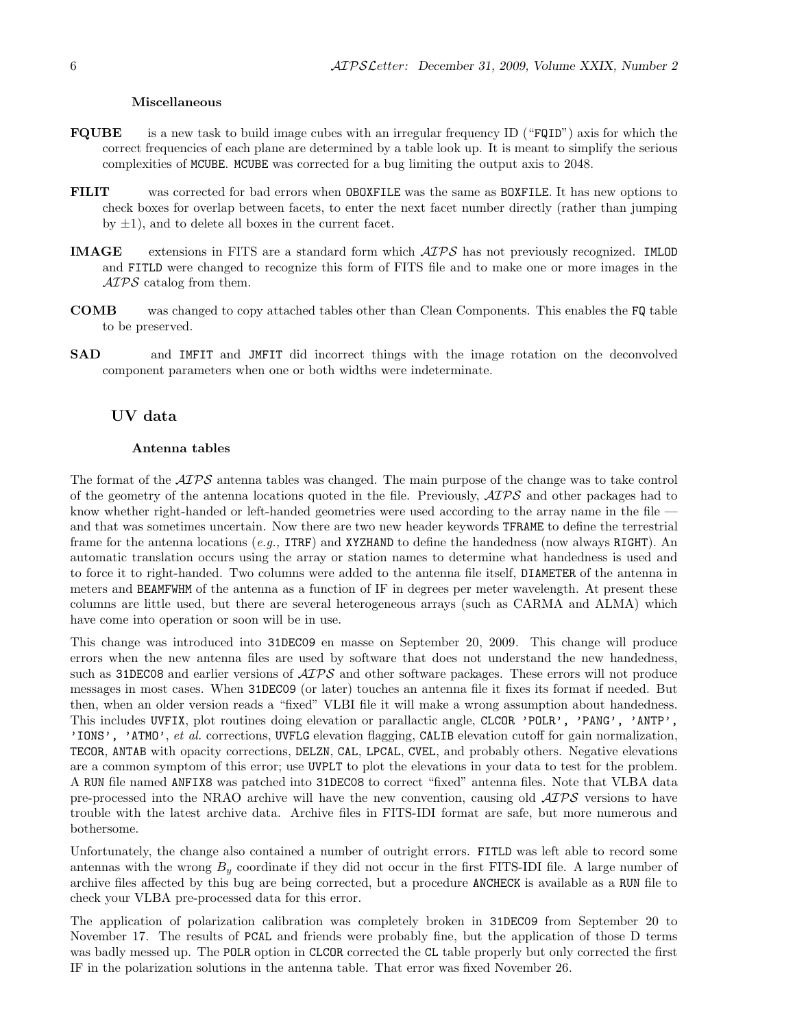#### Miscellaneous

**FQUBE** is a new task to build image cubes with an irregular frequency ID ("FQID") axis for which the correct frequencies of each plane are determined by a table look up. It is meant to simplify the serious complexities of MCUBE. MCUBE was corrected for a bug limiting the output axis to 2048.

**FILIT** was corrected for bad errors when OBOXFILE was the same as BOXFILE. It has new options to check boxes for overlap between facets, to enter the next facet number directly (rather than jumping by $\pm 1$), and to delete all boxes in the current facet.

**IMAGE** extensions in FITS are a standard form which *AIPS* has not previously recognized. IMLOD and FITLD were changed to recognize this form of FITS file and to make one or more images in the *AIPS* catalog from them.

**COMB** was changed to copy attached tables other than Clean Components. This enables the FQ table to be preserved.

**SAD** and IMFIT and JMFIT did incorrect things with the image rotation on the deconvolved component parameters when one or both widths were indeterminate.

### UV data

#### Antenna tables

The format of the *AIPS* antenna tables was changed. The main purpose of the change was to take control of the geometry of the antenna locations quoted in the file. Previously, *AIPS* and other packages had to know whether right-handed or left-handed geometries were used according to the array name in the file — and that was sometimes uncertain. Now there are two new header keywords TFRAME to define the terrestrial frame for the antenna locations (*e.g.,* ITRF) and XYZHAND to define the handedness (now always RIGHT). An automatic translation occurs using the array or station names to determine what handedness is used and to force it to right-handed. Two columns were added to the antenna file itself, DIAMETER of the antenna in meters and BEAMFWHM of the antenna as a function of IF in degrees per meter wavelength. At present these columns are little used, but there are several heterogeneous arrays (such as CARMA and ALMA) which have come into operation or soon will be in use.

This change was introduced into 31DEC09 en masse on September 20, 2009. This change will produce errors when the new antenna files are used by software that does not understand the new handedness, such as 31DEC08 and earlier versions of *AIPS* and other software packages. These errors will not produce messages in most cases. When 31DEC09 (or later) touches an antenna file it fixes its format if needed. But then, when an older version reads a "fixed" VLBI file it will make a wrong assumption about handedness. This includes UVFIX, plot routines doing elevation or parallactic angle, CLCOR 'POLR', 'PANG', 'ANTP', 'IONS', 'ATMO', *et al.* corrections, UVFLG elevation flagging, CALIB elevation cutoff for gain normalization, TECOR, ANTAB with opacity corrections, DELZN, CAL, LPCAL, CVEL, and probably others. Negative elevations are a common symptom of this error; use UVPLT to plot the elevations in your data to test for the problem. A RUN file named ANFIX8 was patched into 31DEC08 to correct "fixed" antenna files. Note that VLBA data pre-processed into the NRAO archive will have the new convention, causing old *AIPS* versions to have trouble with the latest archive data. Archive files in FITS-IDI format are safe, but more numerous and bothersome.

Unfortunately, the change also contained a number of outright errors. FITLD was left able to record some antennas with the wrong $B_y$ coordinate if they did not occur in the first FITS-IDI file. A large number of archive files affected by this bug are being corrected, but a procedure ANCHECK is available as a RUN file to check your VLBA pre-processed data for this error.

The application of polarization calibration was completely broken in 31DEC09 from September 20 to November 17. The results of PCAL and friends were probably fine, but the application of those D terms was badly messed up. The POLR option in CLCOR corrected the CL table properly but only corrected the first IF in the polarization solutions in the antenna table. That error was fixed November 26.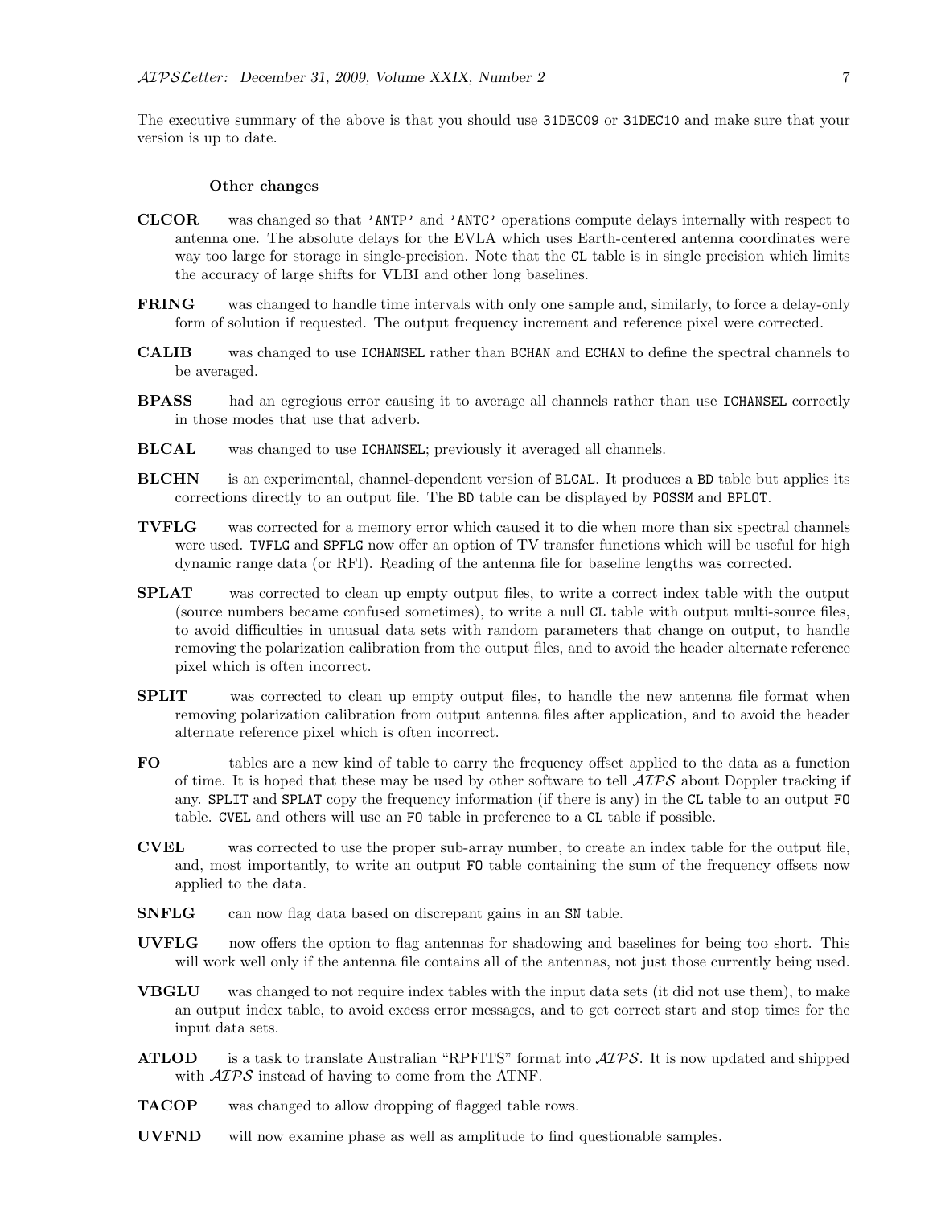The executive summary of the above is that you should use 31DEC09 or 31DEC10 and make sure that your version is up to date.

### Other changes

**CLCOR** was changed so that 'ANTP' and 'ANTC' operations compute delays internally with respect to antenna one. The absolute delays for the EVLA which uses Earth-centered antenna coordinates were way too large for storage in single-precision. Note that the CL table is in single precision which limits the accuracy of large shifts for VLBI and other long baselines.

**FRING** was changed to handle time intervals with only one sample and, similarly, to force a delay-only form of solution if requested. The output frequency increment and reference pixel were corrected.

**CALIB** was changed to use ICHANSEL rather than BCHAN and ECHAN to define the spectral channels to be averaged.

**BPASS** had an egregious error causing it to average all channels rather than use ICHANSEL correctly in those modes that use that adverb.

**BLCAL** was changed to use ICHANSEL; previously it averaged all channels.

**BLCHN** is an experimental, channel-dependent version of BLCAL. It produces a BD table but applies its corrections directly to an output file. The BD table can be displayed by POSSM and BPLOT.

**TVFLG** was corrected for a memory error which caused it to die when more than six spectral channels were used. TVFLG and SPFLG now offer an option of TV transfer functions which will be useful for high dynamic range data (or RFI). Reading of the antenna file for baseline lengths was corrected.

**SPLAT** was corrected to clean up empty output files, to write a correct index table with the output (source numbers became confused sometimes), to write a null CL table with output multi-source files, to avoid difficulties in unusual data sets with random parameters that change on output, to handle removing the polarization calibration from the output files, and to avoid the header alternate reference pixel which is often incorrect.

**SPLIT** was corrected to clean up empty output files, to handle the new antenna file format when removing polarization calibration from output antenna files after application, and to avoid the header alternate reference pixel which is often incorrect.

**FO** tables are a new kind of table to carry the frequency offset applied to the data as a function of time. It is hoped that these may be used by other software to tell *AIPS* about Doppler tracking if any. SPLIT and SPLAT copy the frequency information (if there is any) in the CL table to an output FO table. CVEL and others will use an FO table in preference to a CL table if possible.

**CVEL** was corrected to use the proper sub-array number, to create an index table for the output file, and, most importantly, to write an output FO table containing the sum of the frequency offsets now applied to the data.

**SNFLG** can now flag data based on discrepant gains in an SN table.

**UVFLG** now offers the option to flag antennas for shadowing and baselines for being too short. This will work well only if the antenna file contains all of the antennas, not just those currently being used.

**VBGLU** was changed to not require index tables with the input data sets (it did not use them), to make an output index table, to avoid excess error messages, and to get correct start and stop times for the input data sets.

**ATLOD** is a task to translate Australian "RPFITS" format into *AIPS*. It is now updated and shipped with *AIPS* instead of having to come from the ATNF.

**TACOP** was changed to allow dropping of flagged table rows.

**UVFND** will now examine phase as well as amplitude to find questionable samples.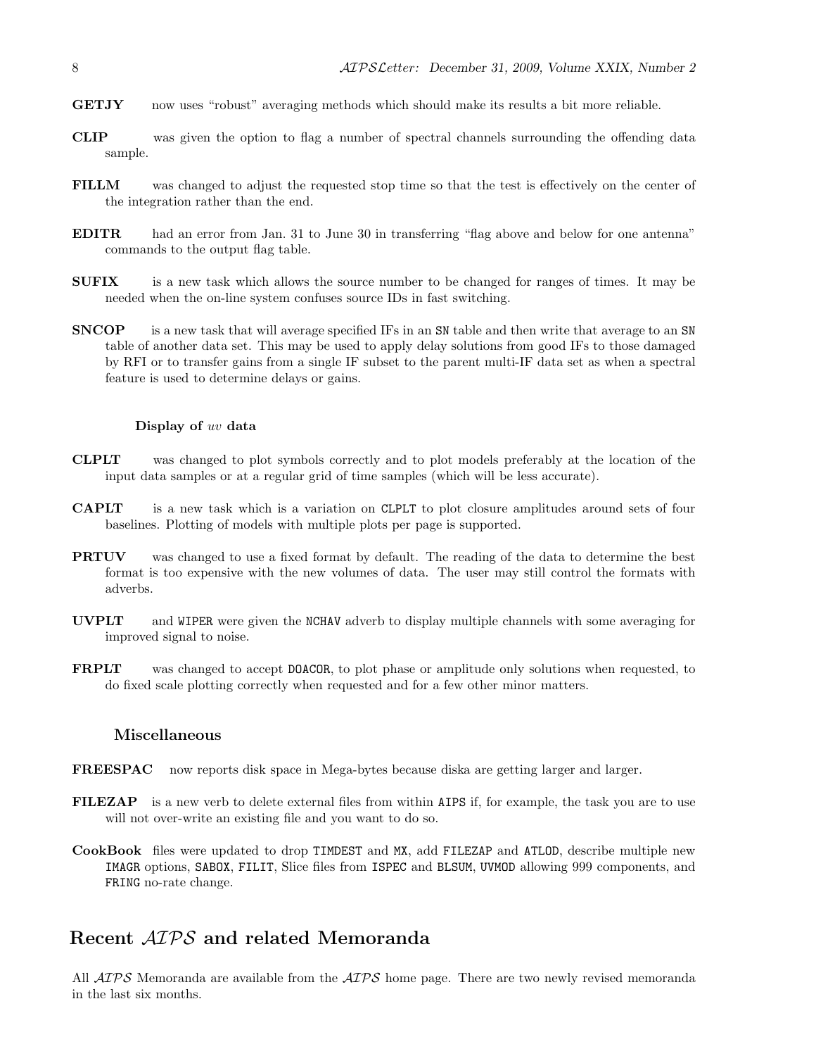**GETJY** now uses "robust" averaging methods which should make its results a bit more reliable.

**CLIP** was given the option to flag a number of spectral channels surrounding the offending data sample.

**FILLM** was changed to adjust the requested stop time so that the test is effectively on the center of the integration rather than the end.

**EDITR** had an error from Jan. 31 to June 30 in transferring "flag above and below for one antenna" commands to the output flag table.

**SUFIX** is a new task which allows the source number to be changed for ranges of times. It may be needed when the on-line system confuses source IDs in fast switching.

**SNCOP** is a new task that will average specified IFs in an `SN` table and then write that average to an `SN` table of another data set. This may be used to apply delay solutions from good IFs to those damaged by RFI or to transfer gains from a single IF subset to the parent multi-IF data set as when a spectral feature is used to determine delays or gains.

#### Display of *uv* data

**CLPLT** was changed to plot symbols correctly and to plot models preferably at the location of the input data samples or at a regular grid of time samples (which will be less accurate).

**CAPLT** is a new task which is a variation on `CLPLT` to plot closure amplitudes around sets of four baselines. Plotting of models with multiple plots per page is supported.

**PRTUV** was changed to use a fixed format by default. The reading of the data to determine the best format is too expensive with the new volumes of data. The user may still control the formats with adverbs.

**UVPLT** and `WIPER` were given the `NCHAV` adverb to display multiple channels with some averaging for improved signal to noise.

**FRPLT** was changed to accept `DOACOR`, to plot phase or amplitude only solutions when requested, to do fixed scale plotting correctly when requested and for a few other minor matters.

### Miscellaneous

**FREESPAC** now reports disk space in Mega-bytes because diska are getting larger and larger.

**FILEZAP** is a new verb to delete external files from within `AIPS` if, for example, the task you are to use will not over-write an existing file and you want to do so.

**CookBook** files were updated to drop `TIMDEST` and `MX`, add `FILEZAP` and `ATLOD`, describe multiple new `IMAGR` options, `SABOX`, `FILIT`, Slice files from `ISPEC` and `BLSUM`, `UVMOD` allowing 999 components, and `FRING` no-rate change.

## Recent *AIPS* and related Memoranda

All *AIPS* Memoranda are available from the *AIPS* home page. There are two newly revised memoranda in the last six months.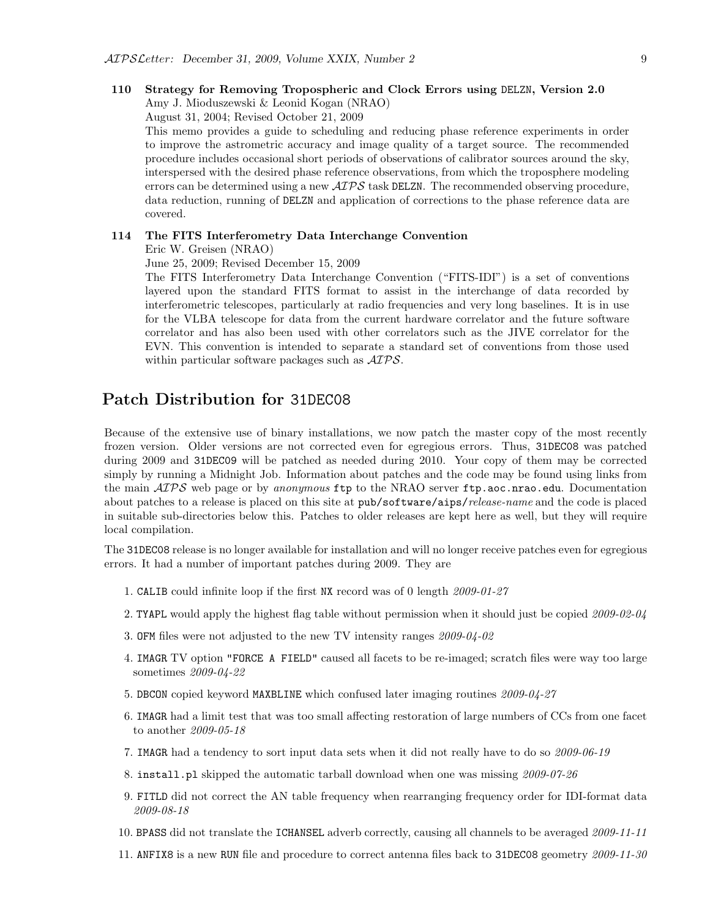**110 Strategy for Removing Tropospheric and Clock Errors using DELZN, Version 2.0**
Amy J. Mioduszewski & Leonid Kogan (NRAO)
August 31, 2004; Revised October 21, 2009
This memo provides a guide to scheduling and reducing phase reference experiments in order to improve the astrometric accuracy and image quality of a target source. The recommended procedure includes occasional short periods of observations of calibrator sources around the sky, interspersed with the desired phase reference observations, from which the troposphere modeling errors can be determined using a new *AIPS* task DELZN. The recommended observing procedure, data reduction, running of DELZN and application of corrections to the phase reference data are covered.

**114 The FITS Interferometry Data Interchange Convention**
Eric W. Greisen (NRAO)
June 25, 2009; Revised December 15, 2009
The FITS Interferometry Data Interchange Convention ("FITS-IDI") is a set of conventions layered upon the standard FITS format to assist in the interchange of data recorded by interferometric telescopes, particularly at radio frequencies and very long baselines. It is in use for the VLBA telescope for data from the current hardware correlator and the future software correlator and has also been used with other correlators such as the JIVE correlator for the EVN. This convention is intended to separate a standard set of conventions from those used within particular software packages such as *AIPS*.

## Patch Distribution for 31DEC08

Because of the extensive use of binary installations, we now patch the master copy of the most recently frozen version. Older versions are not corrected even for egregious errors. Thus, 31DEC08 was patched during 2009 and 31DEC09 will be patched as needed during 2010. Your copy of them may be corrected simply by running a Midnight Job. Information about patches and the code may be found using links from the main *AIPS* web page or by *anonymous* ftp to the NRAO server ftp.aoc.nrao.edu. Documentation about patches to a release is placed on this site at pub/software/aips/*release-name* and the code is placed in suitable sub-directories below this. Patches to older releases are kept here as well, but they will require local compilation.

The 31DEC08 release is no longer available for installation and will no longer receive patches even for egregious errors. It had a number of important patches during 2009. They are

1. CALIB could infinite loop if the first NX record was of 0 length *2009-01-27*
2. TYAPL would apply the highest flag table without permission when it should just be copied *2009-02-04*
3. OFM files were not adjusted to the new TV intensity ranges *2009-04-02*
4. IMAGR TV option "FORCE A FIELD" caused all facets to be re-imaged; scratch files were way too large sometimes *2009-04-22*
5. DBCON copied keyword MAXBLINE which confused later imaging routines *2009-04-27*
6. IMAGR had a limit test that was too small affecting restoration of large numbers of CCs from one facet to another *2009-05-18*
7. IMAGR had a tendency to sort input data sets when it did not really have to do so *2009-06-19*
8. install.pl skipped the automatic tarball download when one was missing *2009-07-26*
9. FITLD did not correct the AN table frequency when rearranging frequency order for IDI-format data *2009-08-18*
10. BPASS did not translate the ICHANSEL adverb correctly, causing all channels to be averaged *2009-11-11*
11. ANFIX8 is a new RUN file and procedure to correct antenna files back to 31DEC08 geometry *2009-11-30*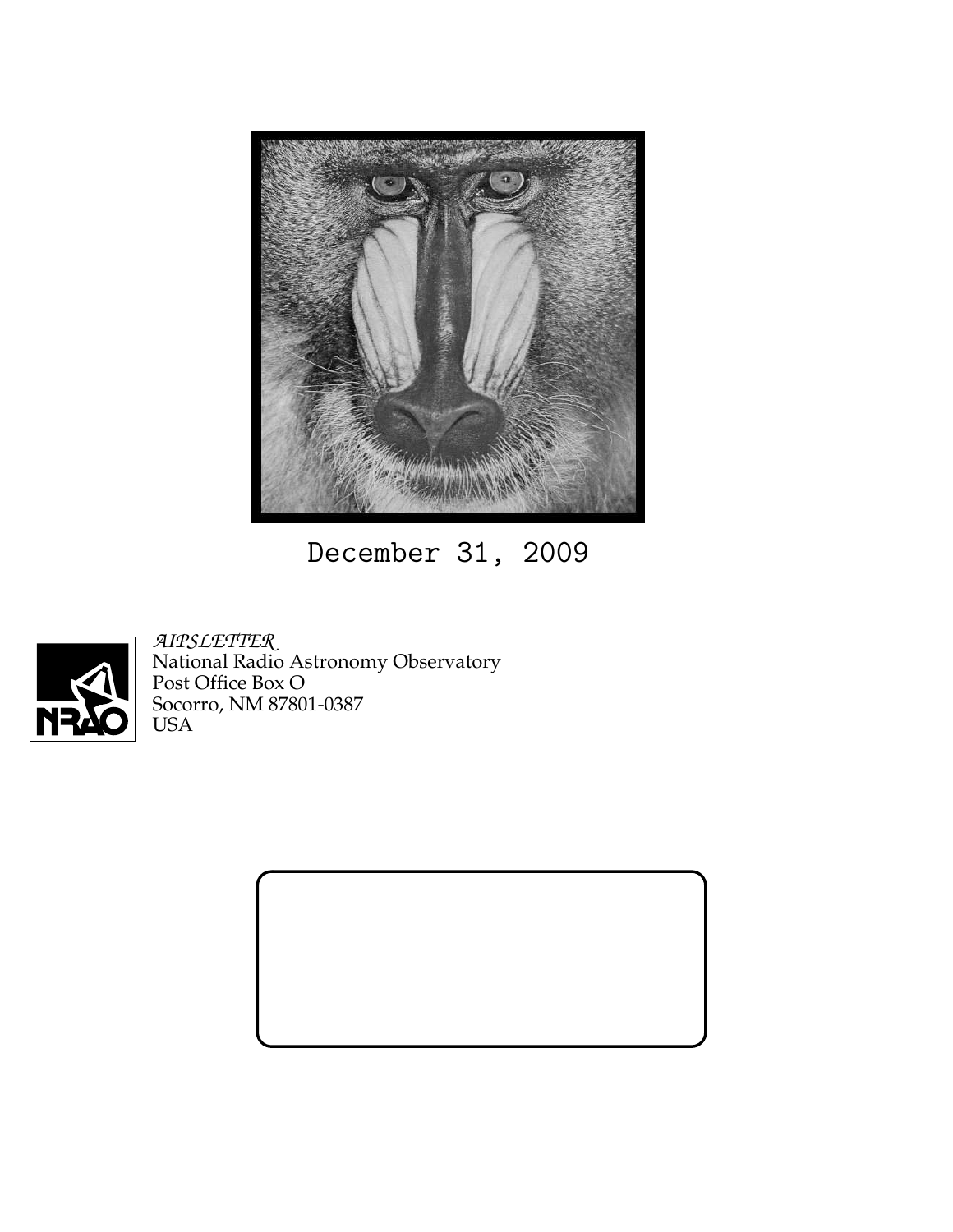December 31, 2009

*AIPSLETTER*
National Radio Astronomy Observatory
Post Office Box O
Socorro, NM 87801-0387
USA